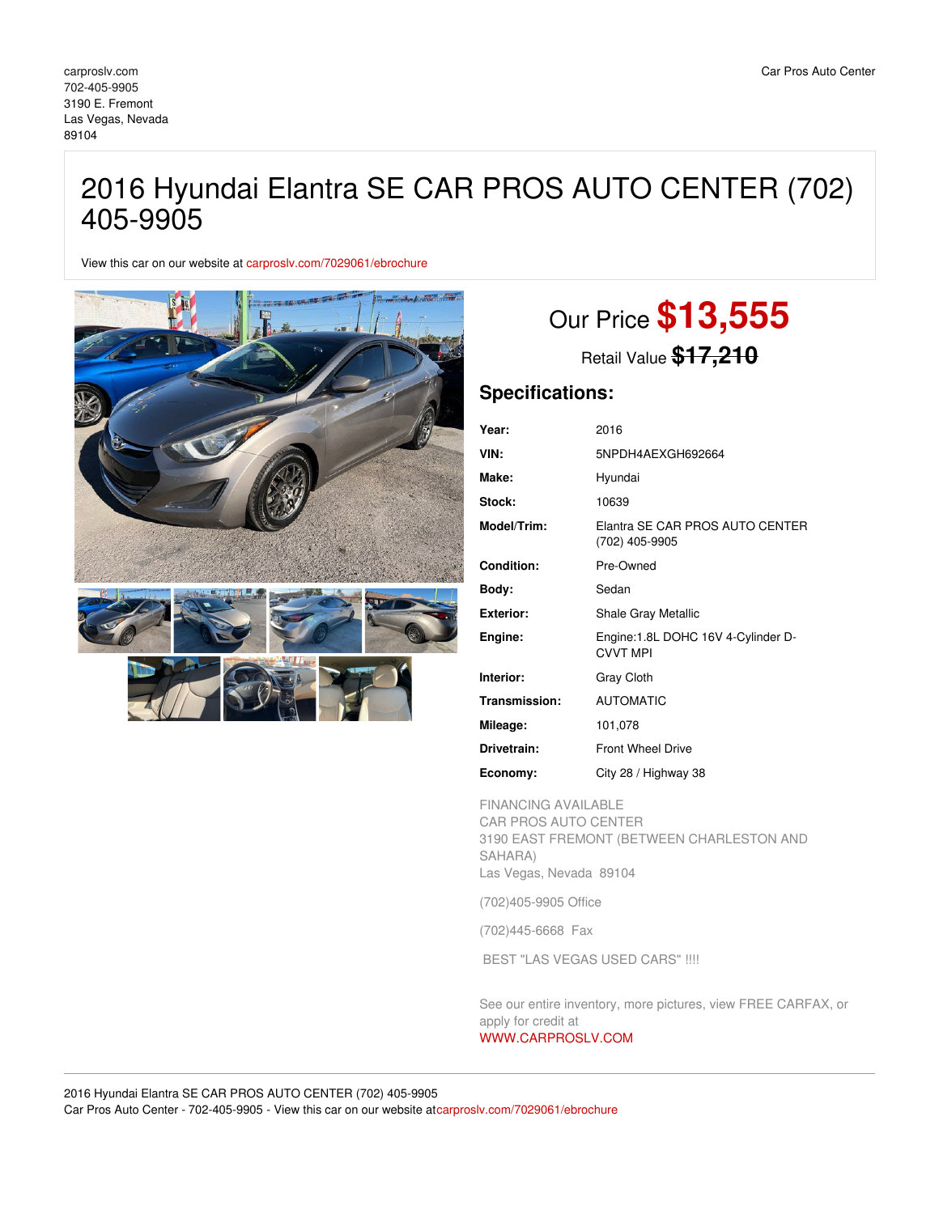carproslv.com
702-405-9905
3190 E. Fremont
Las Vegas, Nevada
89104

Car Pros Auto Center

# 2016 Hyundai Elantra SE CAR PROS AUTO CENTER (702) 405-9905

View this car on our website at carproslv.com/7029061/ebrochure

## Our Price **$13,555**

Retail Value ~~$17,210~~

## Specifications:

| | |
|---|---|
| **Year:** | 2016 |
| **VIN:** | 5NPDH4AEXGH692664 |
| **Make:** | Hyundai |
| **Stock:** | 10639 |
| **Model/Trim:** | Elantra SE CAR PROS AUTO CENTER (702) 405-9905 |
| **Condition:** | Pre-Owned |
| **Body:** | Sedan |
| **Exterior:** | Shale Gray Metallic |
| **Engine:** | Engine:1.8L DOHC 16V 4-Cylinder D-CVVT MPI |
| **Interior:** | Gray Cloth |
| **Transmission:** | AUTOMATIC |
| **Mileage:** | 101,078 |
| **Drivetrain:** | Front Wheel Drive |
| **Economy:** | City 28 / Highway 38 |

FINANCING AVAILABLE
CAR PROS AUTO CENTER
3190 EAST FREMONT (BETWEEN CHARLESTON AND SAHARA)
Las Vegas, Nevada  89104

(702)405-9905 Office

(702)445-6668  Fax

BEST "LAS VEGAS USED CARS" !!!!

See our entire inventory, more pictures, view FREE CARFAX, or apply for credit at
WWW.CARPROSLV.COM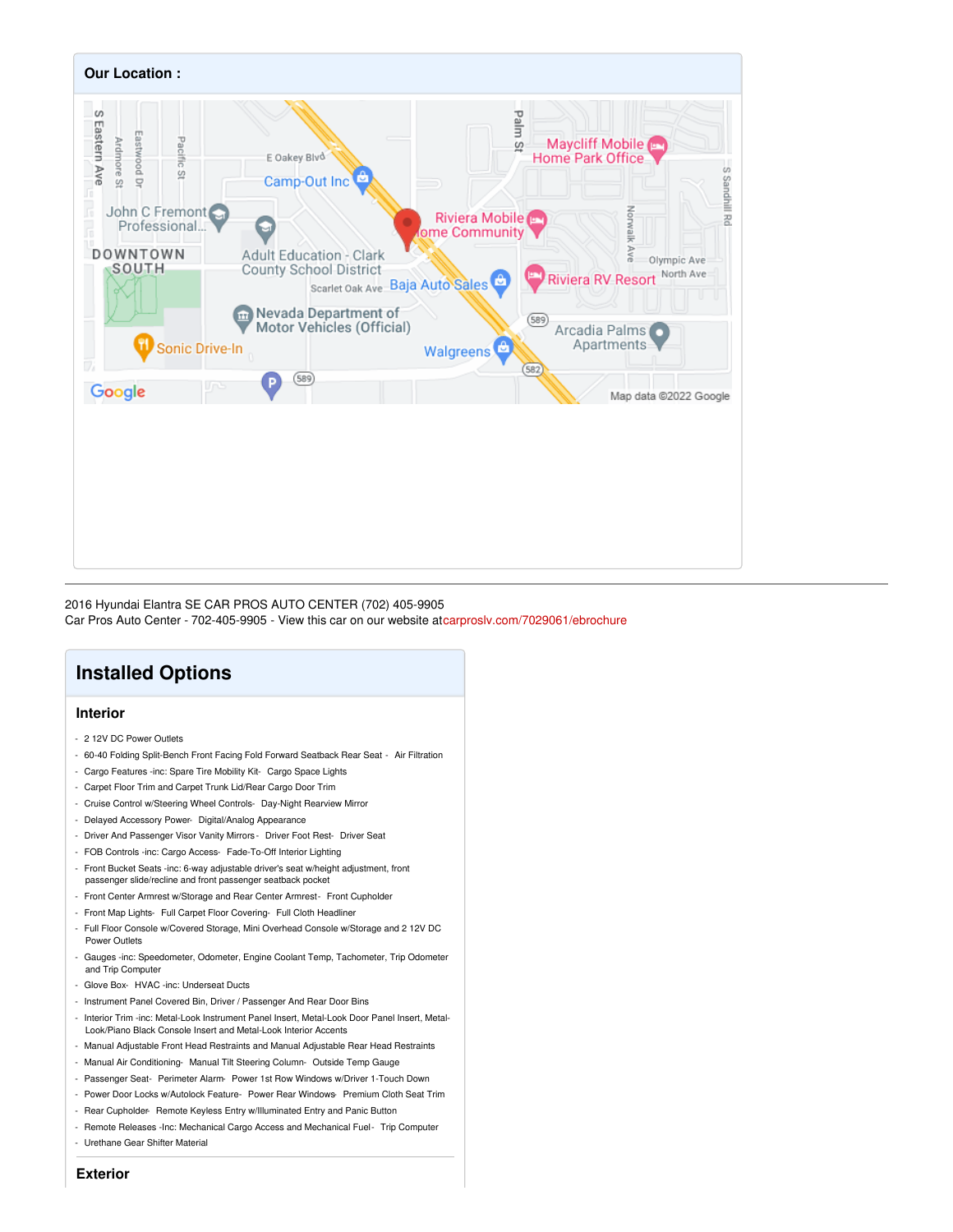## Our Location :

2016 Hyundai Elantra SE CAR PROS AUTO CENTER (702) 405-9905
Car Pros Auto Center - 702-405-9905 - View this car on our website atcarproslv.com/7029061/ebrochure

# Installed Options

## Interior

- 2 12V DC Power Outlets
- 60-40 Folding Split-Bench Front Facing Fold Forward Seatback Rear Seat - Air Filtration
- Cargo Features -inc: Spare Tire Mobility Kit- Cargo Space Lights
- Carpet Floor Trim and Carpet Trunk Lid/Rear Cargo Door Trim
- Cruise Control w/Steering Wheel Controls- Day-Night Rearview Mirror
- Delayed Accessory Power- Digital/Analog Appearance
- Driver And Passenger Visor Vanity Mirrors - Driver Foot Rest- Driver Seat
- FOB Controls -inc: Cargo Access- Fade-To-Off Interior Lighting
- Front Bucket Seats -inc: 6-way adjustable driver's seat w/height adjustment, front passenger slide/recline and front passenger seatback pocket
- Front Center Armrest w/Storage and Rear Center Armrest- Front Cupholder
- Front Map Lights- Full Carpet Floor Covering- Full Cloth Headliner
- Full Floor Console w/Covered Storage, Mini Overhead Console w/Storage and 2 12V DC Power Outlets
- Gauges -inc: Speedometer, Odometer, Engine Coolant Temp, Tachometer, Trip Odometer and Trip Computer
- Glove Box- HVAC -inc: Underseat Ducts
- Instrument Panel Covered Bin, Driver / Passenger And Rear Door Bins
- Interior Trim -inc: Metal-Look Instrument Panel Insert, Metal-Look Door Panel Insert, Metal-Look/Piano Black Console Insert and Metal-Look Interior Accents
- Manual Adjustable Front Head Restraints and Manual Adjustable Rear Head Restraints
- Manual Air Conditioning- Manual Tilt Steering Column- Outside Temp Gauge
- Passenger Seat- Perimeter Alarm- Power 1st Row Windows w/Driver 1-Touch Down
- Power Door Locks w/Autolock Feature- Power Rear Windows- Premium Cloth Seat Trim
- Rear Cupholder- Remote Keyless Entry w/Illuminated Entry and Panic Button
- Remote Releases -Inc: Mechanical Cargo Access and Mechanical Fuel- Trip Computer
- Urethane Gear Shifter Material

## Exterior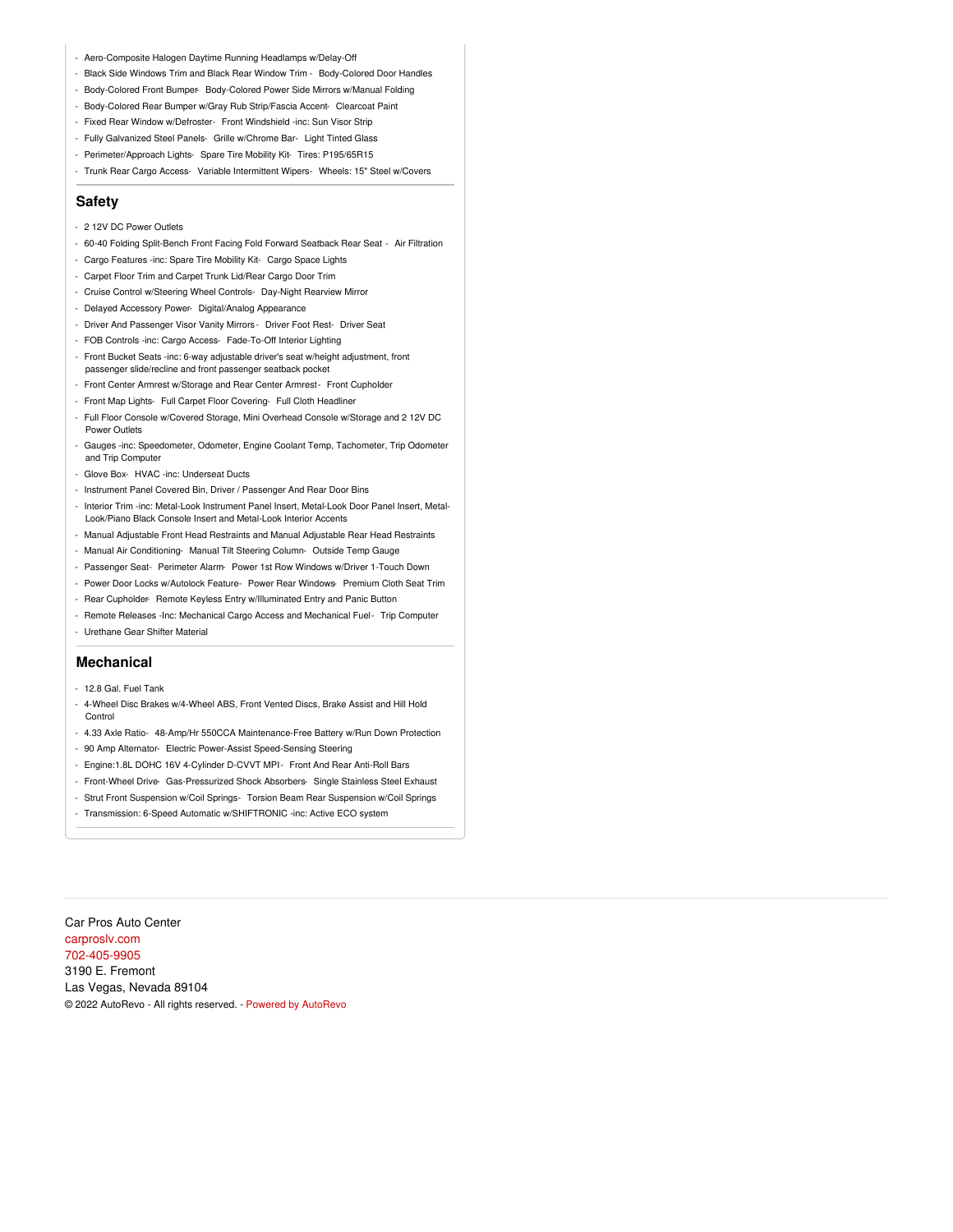- Aero-Composite Halogen Daytime Running Headlamps w/Delay-Off
- Black Side Windows Trim and Black Rear Window Trim - Body-Colored Door Handles
- Body-Colored Front Bumper- Body-Colored Power Side Mirrors w/Manual Folding
- Body-Colored Rear Bumper w/Gray Rub Strip/Fascia Accent- Clearcoat Paint
- Fixed Rear Window w/Defroster- Front Windshield -inc: Sun Visor Strip
- Fully Galvanized Steel Panels- Grille w/Chrome Bar- Light Tinted Glass
- Perimeter/Approach Lights- Spare Tire Mobility Kit- Tires: P195/65R15
- Trunk Rear Cargo Access- Variable Intermittent Wipers- Wheels: 15" Steel w/Covers

## Safety

- 2 12V DC Power Outlets
- 60-40 Folding Split-Bench Front Facing Fold Forward Seatback Rear Seat - Air Filtration
- Cargo Features -inc: Spare Tire Mobility Kit- Cargo Space Lights
- Carpet Floor Trim and Carpet Trunk Lid/Rear Cargo Door Trim
- Cruise Control w/Steering Wheel Controls- Day-Night Rearview Mirror
- Delayed Accessory Power- Digital/Analog Appearance
- Driver And Passenger Visor Vanity Mirrors - Driver Foot Rest- Driver Seat
- FOB Controls -inc: Cargo Access- Fade-To-Off Interior Lighting
- Front Bucket Seats -inc: 6-way adjustable driver's seat w/height adjustment, front passenger slide/recline and front passenger seatback pocket
- Front Center Armrest w/Storage and Rear Center Armrest- Front Cupholder
- Front Map Lights- Full Carpet Floor Covering- Full Cloth Headliner
- Full Floor Console w/Covered Storage, Mini Overhead Console w/Storage and 2 12V DC Power Outlets
- Gauges -inc: Speedometer, Odometer, Engine Coolant Temp, Tachometer, Trip Odometer and Trip Computer
- Glove Box- HVAC -inc: Underseat Ducts
- Instrument Panel Covered Bin, Driver / Passenger And Rear Door Bins
- Interior Trim -inc: Metal-Look Instrument Panel Insert, Metal-Look Door Panel Insert, Metal-Look/Piano Black Console Insert and Metal-Look Interior Accents
- Manual Adjustable Front Head Restraints and Manual Adjustable Rear Head Restraints
- Manual Air Conditioning- Manual Tilt Steering Column- Outside Temp Gauge
- Passenger Seat- Perimeter Alarm- Power 1st Row Windows w/Driver 1-Touch Down
- Power Door Locks w/Autolock Feature- Power Rear Windows- Premium Cloth Seat Trim
- Rear Cupholder- Remote Keyless Entry w/Illuminated Entry and Panic Button
- Remote Releases -Inc: Mechanical Cargo Access and Mechanical Fuel - Trip Computer
- Urethane Gear Shifter Material

## Mechanical

- 12.8 Gal. Fuel Tank
- 4-Wheel Disc Brakes w/4-Wheel ABS, Front Vented Discs, Brake Assist and Hill Hold Control
- 4.33 Axle Ratio- 48-Amp/Hr 550CCA Maintenance-Free Battery w/Run Down Protection
- 90 Amp Alternator- Electric Power-Assist Speed-Sensing Steering
- Engine:1.8L DOHC 16V 4-Cylinder D-CVVT MPI- Front And Rear Anti-Roll Bars
- Front-Wheel Drive- Gas-Pressurized Shock Absorbers- Single Stainless Steel Exhaust
- Strut Front Suspension w/Coil Springs- Torsion Beam Rear Suspension w/Coil Springs
- Transmission: 6-Speed Automatic w/SHIFTRONIC -inc: Active ECO system

Car Pros Auto Center
carproslv.com
702-405-9905
3190 E. Fremont
Las Vegas, Nevada 89104
© 2022 AutoRevo - All rights reserved. - Powered by AutoRevo